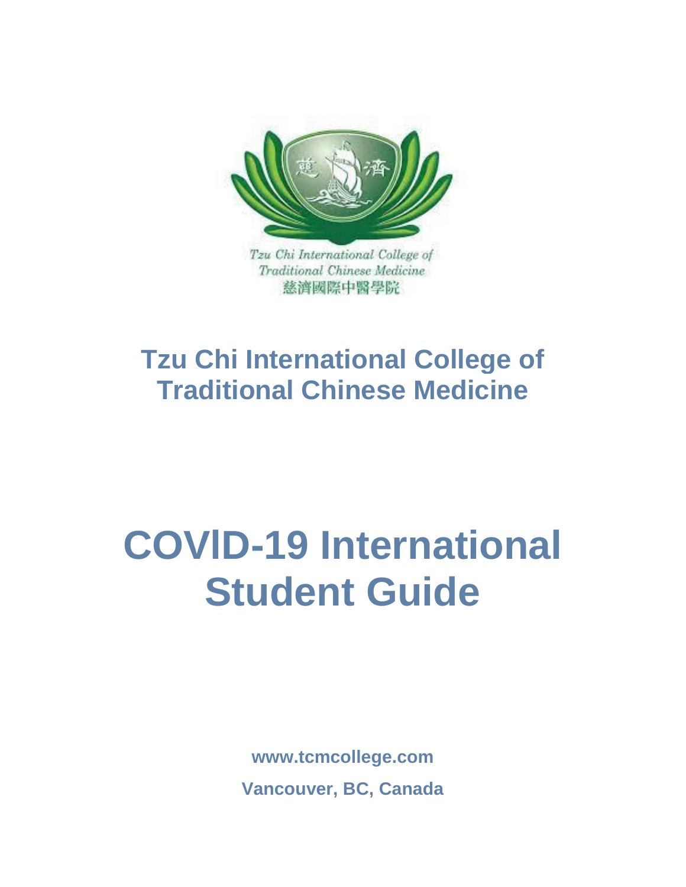Tzu Chi International College of
Traditional Chinese Medicine
慈濟國際中醫學院

## Tzu Chi International College of Traditional Chinese Medicine

# COVID-19 International Student Guide

**www.tcmcollege.com**

**Vancouver, BC, Canada**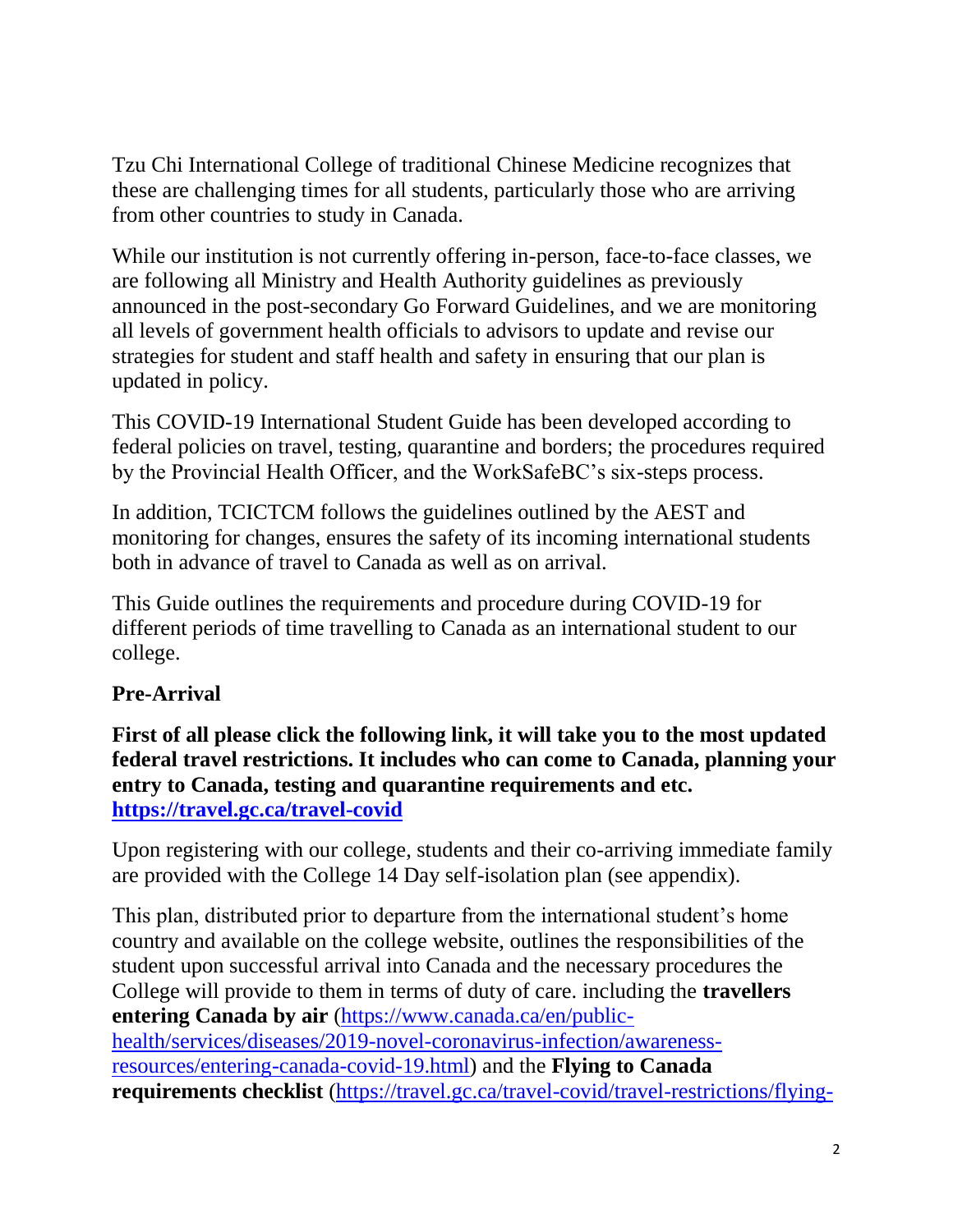Tzu Chi International College of traditional Chinese Medicine recognizes that these are challenging times for all students, particularly those who are arriving from other countries to study in Canada.

While our institution is not currently offering in-person, face-to-face classes, we are following all Ministry and Health Authority guidelines as previously announced in the post-secondary Go Forward Guidelines, and we are monitoring all levels of government health officials to advisors to update and revise our strategies for student and staff health and safety in ensuring that our plan is updated in policy.

This COVID-19 International Student Guide has been developed according to federal policies on travel, testing, quarantine and borders; the procedures required by the Provincial Health Officer, and the WorkSafeBC's six-steps process.

In addition, TCICTCM follows the guidelines outlined by the AEST and monitoring for changes, ensures the safety of its incoming international students both in advance of travel to Canada as well as on arrival.

This Guide outlines the requirements and procedure during COVID-19 for different periods of time travelling to Canada as an international student to our college.

## Pre-Arrival

**First of all please click the following link, it will take you to the most updated federal travel restrictions. It includes who can come to Canada, planning your entry to Canada, testing and quarantine requirements and etc. https://travel.gc.ca/travel-covid**

Upon registering with our college, students and their co-arriving immediate family are provided with the College 14 Day self-isolation plan (see appendix).

This plan, distributed prior to departure from the international student's home country and available on the college website, outlines the responsibilities of the student upon successful arrival into Canada and the necessary procedures the College will provide to them in terms of duty of care. including the **travellers entering Canada by air** (https://www.canada.ca/en/public-health/services/diseases/2019-novel-coronavirus-infection/awareness-resources/entering-canada-covid-19.html) and the **Flying to Canada requirements checklist** (https://travel.gc.ca/travel-covid/travel-restrictions/flying-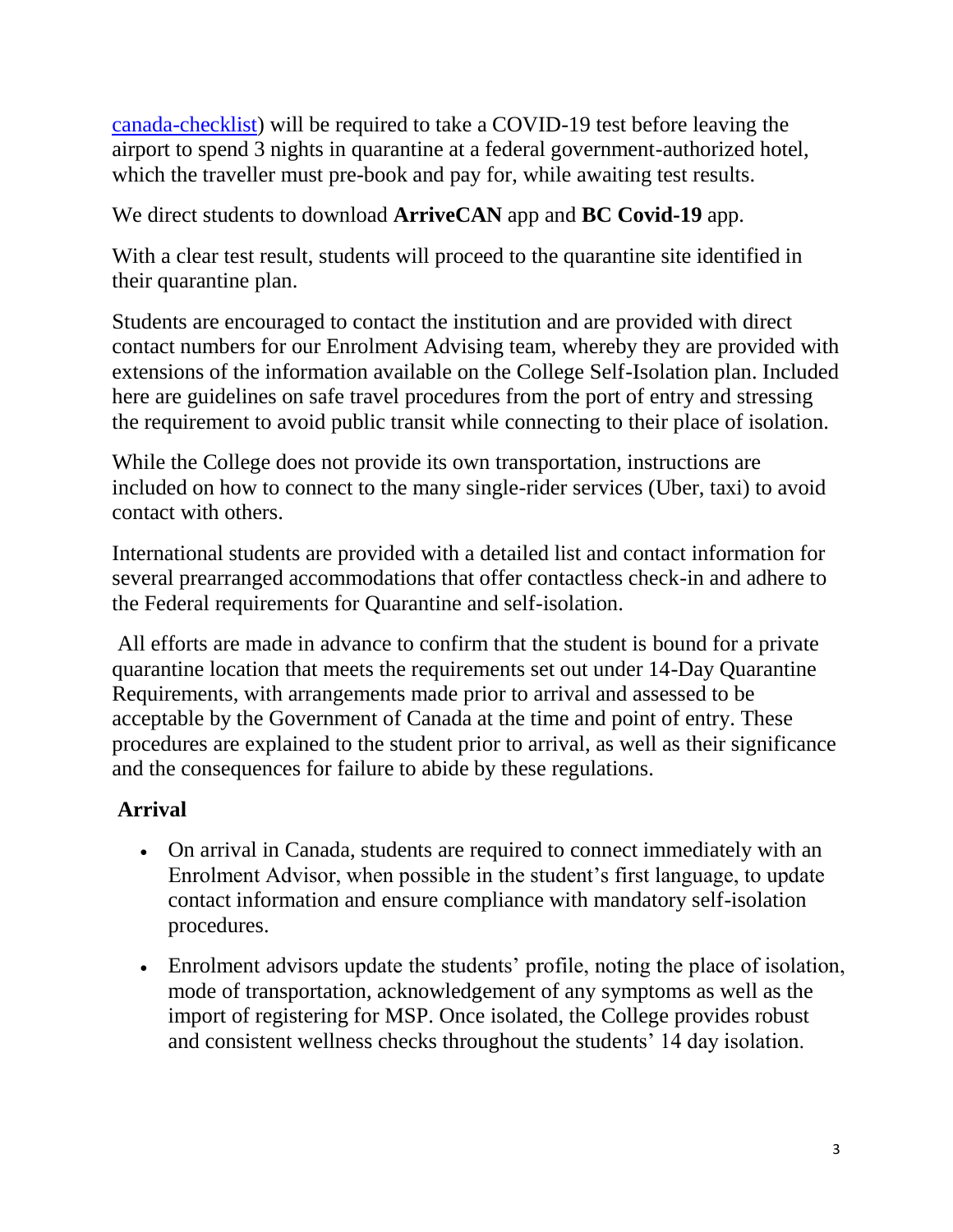canada-checklist) will be required to take a COVID-19 test before leaving the airport to spend 3 nights in quarantine at a federal government-authorized hotel, which the traveller must pre-book and pay for, while awaiting test results.

We direct students to download **ArriveCAN** app and **BC Covid-19** app.

With a clear test result, students will proceed to the quarantine site identified in their quarantine plan.

Students are encouraged to contact the institution and are provided with direct contact numbers for our Enrolment Advising team, whereby they are provided with extensions of the information available on the College Self-Isolation plan. Included here are guidelines on safe travel procedures from the port of entry and stressing the requirement to avoid public transit while connecting to their place of isolation.

While the College does not provide its own transportation, instructions are included on how to connect to the many single-rider services (Uber, taxi) to avoid contact with others.

International students are provided with a detailed list and contact information for several prearranged accommodations that offer contactless check-in and adhere to the Federal requirements for Quarantine and self-isolation.

All efforts are made in advance to confirm that the student is bound for a private quarantine location that meets the requirements set out under 14-Day Quarantine Requirements, with arrangements made prior to arrival and assessed to be acceptable by the Government of Canada at the time and point of entry. These procedures are explained to the student prior to arrival, as well as their significance and the consequences for failure to abide by these regulations.

**Arrival**

- On arrival in Canada, students are required to connect immediately with an Enrolment Advisor, when possible in the student's first language, to update contact information and ensure compliance with mandatory self-isolation procedures.
- Enrolment advisors update the students' profile, noting the place of isolation, mode of transportation, acknowledgement of any symptoms as well as the import of registering for MSP. Once isolated, the College provides robust and consistent wellness checks throughout the students' 14 day isolation.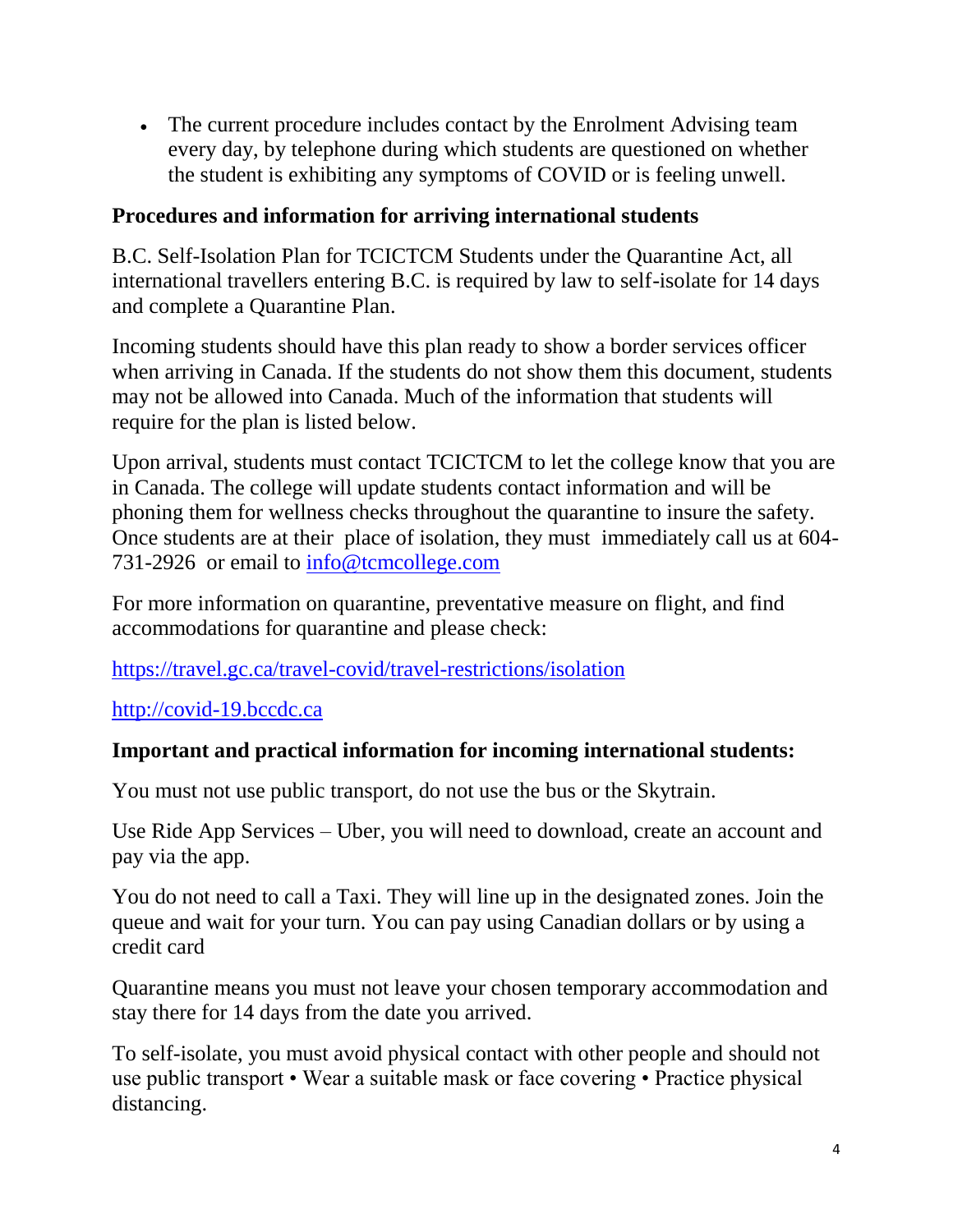- The current procedure includes contact by the Enrolment Advising team every day, by telephone during which students are questioned on whether the student is exhibiting any symptoms of COVID or is feeling unwell.

**Procedures and information for arriving international students**

B.C. Self-Isolation Plan for TCICTCM Students under the Quarantine Act, all international travellers entering B.C. is required by law to self-isolate for 14 days and complete a Quarantine Plan.

Incoming students should have this plan ready to show a border services officer when arriving in Canada. If the students do not show them this document, students may not be allowed into Canada. Much of the information that students will require for the plan is listed below.

Upon arrival, students must contact TCICTCM to let the college know that you are in Canada. The college will update students contact information and will be phoning them for wellness checks throughout the quarantine to insure the safety. Once students are at their place of isolation, they must immediately call us at 604-731-2926 or email to [info@tcmcollege.com](mailto:info@tcmcollege.com)

For more information on quarantine, preventative measure on flight, and find accommodations for quarantine and please check:

[https://travel.gc.ca/travel-covid/travel-restrictions/isolation](https://travel.gc.ca/travel-covid/travel-restrictions/isolation)

[http://covid-19.bccdc.ca](http://covid-19.bccdc.ca)

**Important and practical information for incoming international students:**

You must not use public transport, do not use the bus or the Skytrain.

Use Ride App Services – Uber, you will need to download, create an account and pay via the app.

You do not need to call a Taxi. They will line up in the designated zones. Join the queue and wait for your turn. You can pay using Canadian dollars or by using a credit card

Quarantine means you must not leave your chosen temporary accommodation and stay there for 14 days from the date you arrived.

To self-isolate, you must avoid physical contact with other people and should not use public transport • Wear a suitable mask or face covering • Practice physical distancing.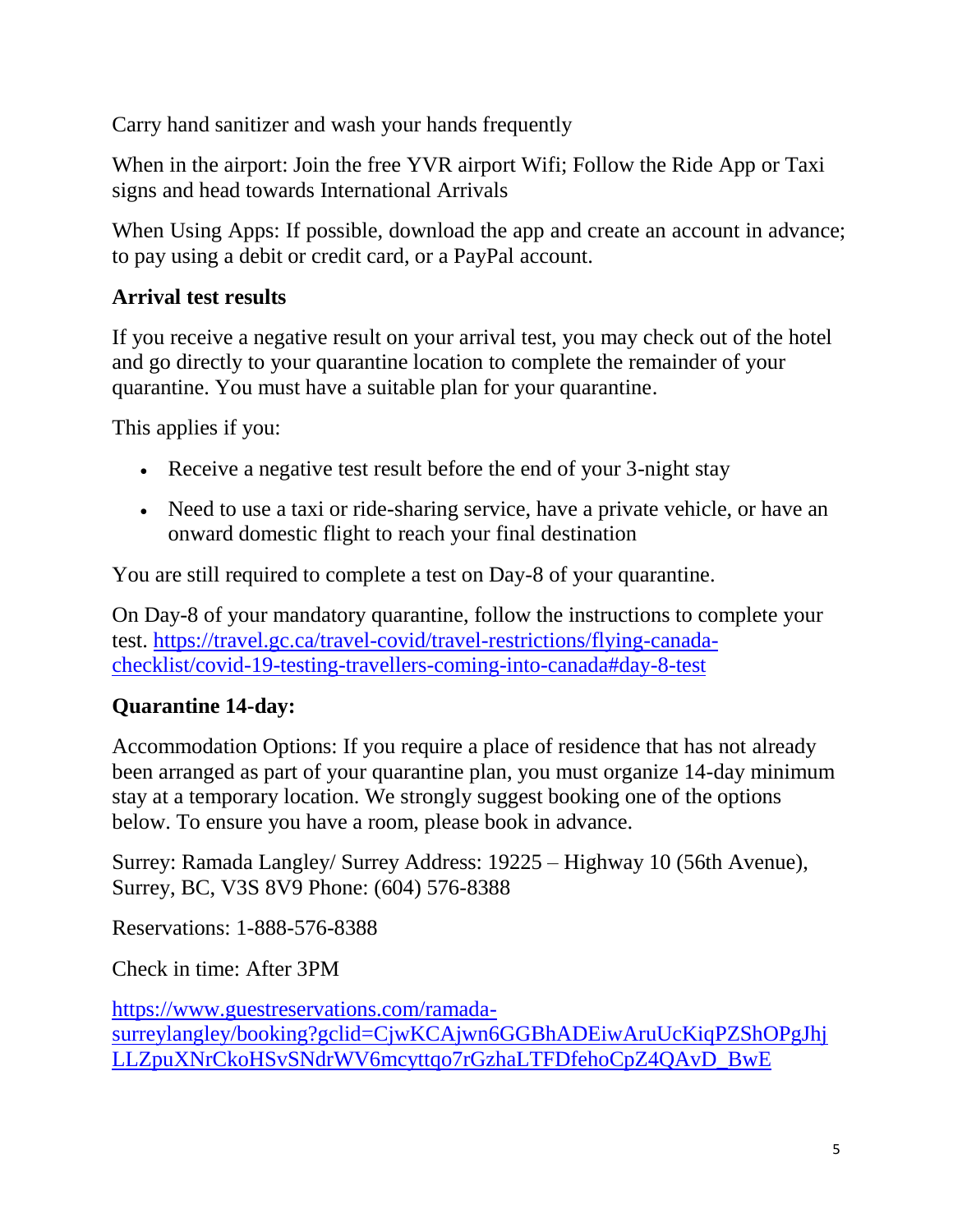Carry hand sanitizer and wash your hands frequently

When in the airport: Join the free YVR airport Wifi; Follow the Ride App or Taxi signs and head towards International Arrivals

When Using Apps: If possible, download the app and create an account in advance; to pay using a debit or credit card, or a PayPal account.

**Arrival test results**

If you receive a negative result on your arrival test, you may check out of the hotel and go directly to your quarantine location to complete the remainder of your quarantine. You must have a suitable plan for your quarantine.

This applies if you:

- Receive a negative test result before the end of your 3-night stay
- Need to use a taxi or ride-sharing service, have a private vehicle, or have an onward domestic flight to reach your final destination

You are still required to complete a test on Day-8 of your quarantine.

On Day-8 of your mandatory quarantine, follow the instructions to complete your test. [https://travel.gc.ca/travel-covid/travel-restrictions/flying-canada-checklist/covid-19-testing-travellers-coming-into-canada#day-8-test](https://travel.gc.ca/travel-covid/travel-restrictions/flying-canada-checklist/covid-19-testing-travellers-coming-into-canada#day-8-test)

**Quarantine 14-day:**

Accommodation Options: If you require a place of residence that has not already been arranged as part of your quarantine plan, you must organize 14-day minimum stay at a temporary location. We strongly suggest booking one of the options below. To ensure you have a room, please book in advance.

Surrey: Ramada Langley/ Surrey Address: 19225 – Highway 10 (56th Avenue), Surrey, BC, V3S 8V9 Phone: (604) 576-8388

Reservations: 1-888-576-8388

Check in time: After 3PM

[https://www.guestreservations.com/ramada-surreylangley/booking?gclid=CjwKCAjwn6GGBhADEiwAruUcKiqPZShOPgJhjLLZpuXNrCkoHSvSNdrWV6mcyttqo7rGzhaLTFDfehoCpZ4QAvD_BwE](https://www.guestreservations.com/ramada-surreylangley/booking?gclid=CjwKCAjwn6GGBhADEiwAruUcKiqPZShOPgJhjLLZpuXNrCkoHSvSNdrWV6mcyttqo7rGzhaLTFDfehoCpZ4QAvD_BwE)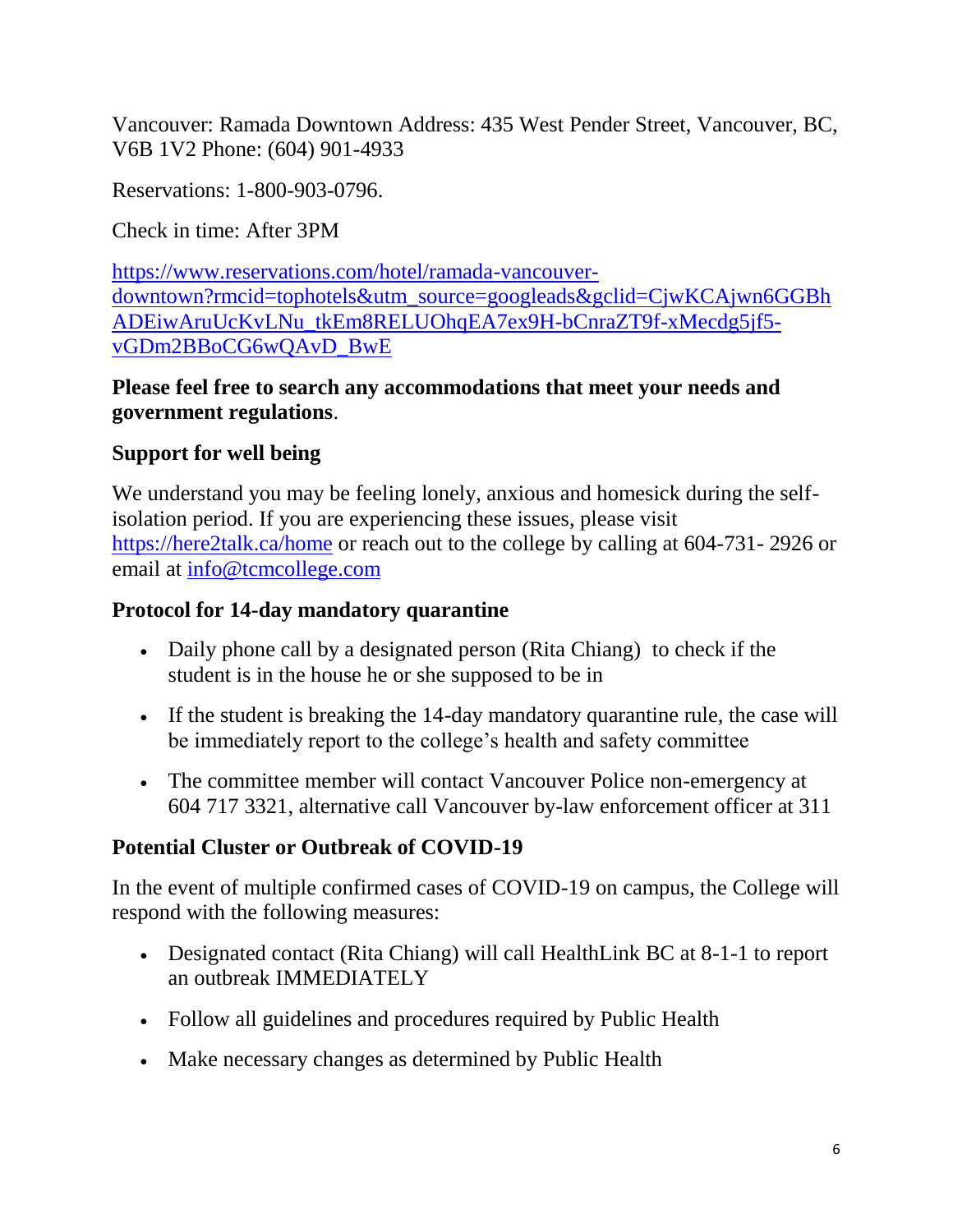Vancouver: Ramada Downtown Address: 435 West Pender Street, Vancouver, BC, V6B 1V2 Phone: (604) 901-4933

Reservations: 1-800-903-0796.

Check in time: After 3PM

https://www.reservations.com/hotel/ramada-vancouver-downtown?rmcid=tophotels&utm_source=googleads&gclid=CjwKCAjwn6GGBhADEiwAruUcKvLNu_tkEm8RELUOhqEA7ex9H-bCnraZT9f-xMecdg5jf5-vGDm2BBoCG6wQAvD_BwE

**Please feel free to search any accommodations that meet your needs and government regulations**.

### Support for well being

We understand you may be feeling lonely, anxious and homesick during the self-isolation period. If you are experiencing these issues, please visit https://here2talk.ca/home or reach out to the college by calling at 604-731- 2926 or email at info@tcmcollege.com

### Protocol for 14-day mandatory quarantine

- Daily phone call by a designated person (Rita Chiang) to check if the student is in the house he or she supposed to be in
- If the student is breaking the 14-day mandatory quarantine rule, the case will be immediately report to the college's health and safety committee
- The committee member will contact Vancouver Police non-emergency at 604 717 3321, alternative call Vancouver by-law enforcement officer at 311

### Potential Cluster or Outbreak of COVID-19

In the event of multiple confirmed cases of COVID-19 on campus, the College will respond with the following measures:

- Designated contact (Rita Chiang) will call HealthLink BC at 8-1-1 to report an outbreak IMMEDIATELY
- Follow all guidelines and procedures required by Public Health
- Make necessary changes as determined by Public Health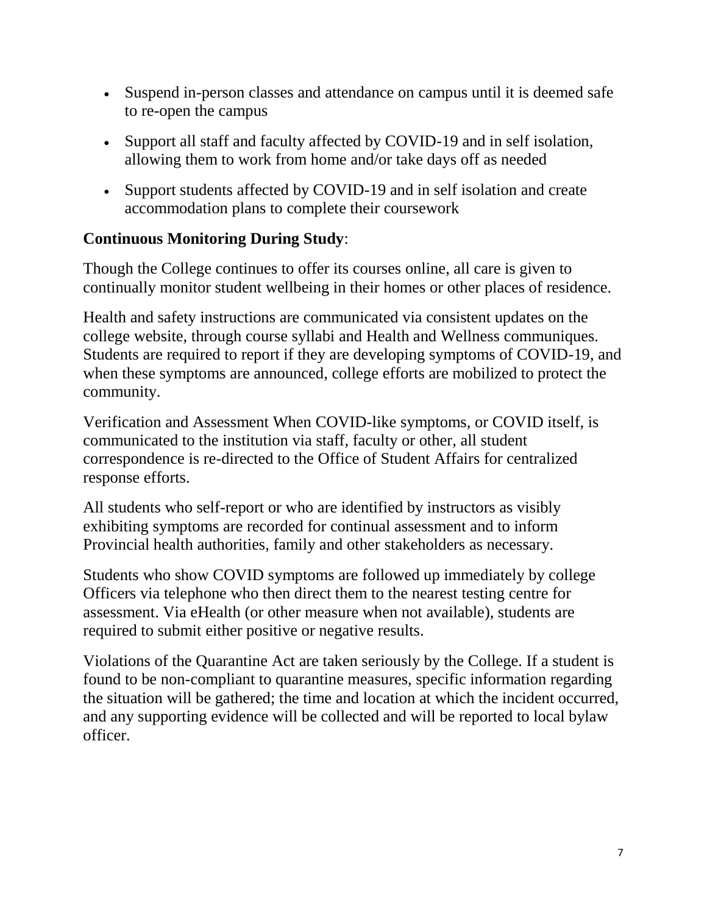- Suspend in-person classes and attendance on campus until it is deemed safe to re-open the campus
- Support all staff and faculty affected by COVID-19 and in self isolation, allowing them to work from home and/or take days off as needed
- Support students affected by COVID-19 and in self isolation and create accommodation plans to complete their coursework

**Continuous Monitoring During Study**:

Though the College continues to offer its courses online, all care is given to continually monitor student wellbeing in their homes or other places of residence.

Health and safety instructions are communicated via consistent updates on the college website, through course syllabi and Health and Wellness communiques. Students are required to report if they are developing symptoms of COVID-19, and when these symptoms are announced, college efforts are mobilized to protect the community.

Verification and Assessment When COVID-like symptoms, or COVID itself, is communicated to the institution via staff, faculty or other, all student correspondence is re-directed to the Office of Student Affairs for centralized response efforts.

All students who self-report or who are identified by instructors as visibly exhibiting symptoms are recorded for continual assessment and to inform Provincial health authorities, family and other stakeholders as necessary.

Students who show COVID symptoms are followed up immediately by college Officers via telephone who then direct them to the nearest testing centre for assessment. Via eHealth (or other measure when not available), students are required to submit either positive or negative results.

Violations of the Quarantine Act are taken seriously by the College. If a student is found to be non-compliant to quarantine measures, specific information regarding the situation will be gathered; the time and location at which the incident occurred, and any supporting evidence will be collected and will be reported to local bylaw officer.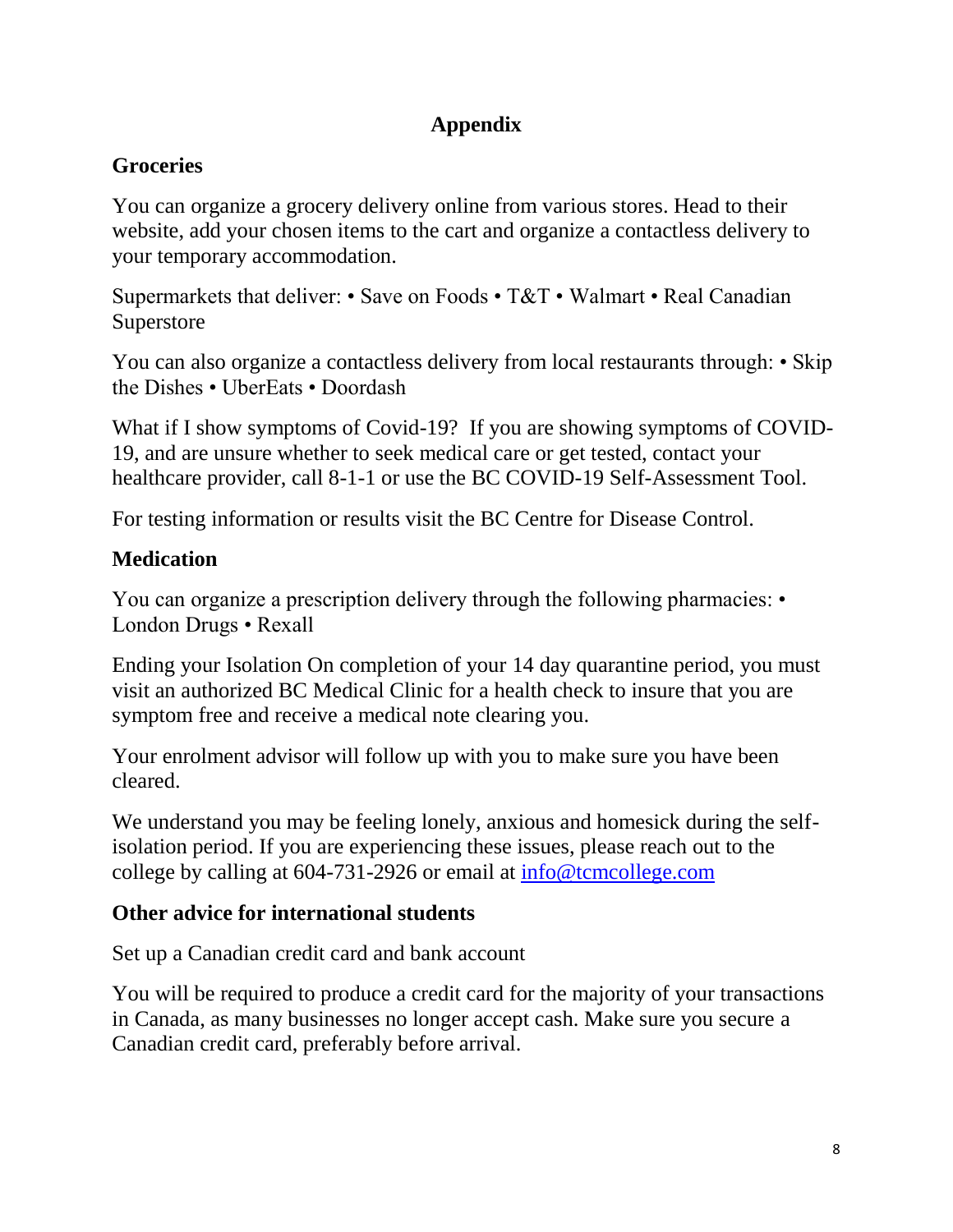# Appendix

## Groceries

You can organize a grocery delivery online from various stores. Head to their website, add your chosen items to the cart and organize a contactless delivery to your temporary accommodation.

Supermarkets that deliver: • Save on Foods • T&T • Walmart • Real Canadian Superstore

You can also organize a contactless delivery from local restaurants through: • Skip the Dishes • UberEats • Doordash

What if I show symptoms of Covid-19? If you are showing symptoms of COVID-19, and are unsure whether to seek medical care or get tested, contact your healthcare provider, call 8-1-1 or use the BC COVID-19 Self-Assessment Tool.

For testing information or results visit the BC Centre for Disease Control.

## Medication

You can organize a prescription delivery through the following pharmacies: • London Drugs • Rexall

Ending your Isolation On completion of your 14 day quarantine period, you must visit an authorized BC Medical Clinic for a health check to insure that you are symptom free and receive a medical note clearing you.

Your enrolment advisor will follow up with you to make sure you have been cleared.

We understand you may be feeling lonely, anxious and homesick during the self-isolation period. If you are experiencing these issues, please reach out to the college by calling at 604-731-2926 or email at [info@tcmcollege.com](mailto:info@tcmcollege.com)

## Other advice for international students

Set up a Canadian credit card and bank account

You will be required to produce a credit card for the majority of your transactions in Canada, as many businesses no longer accept cash. Make sure you secure a Canadian credit card, preferably before arrival.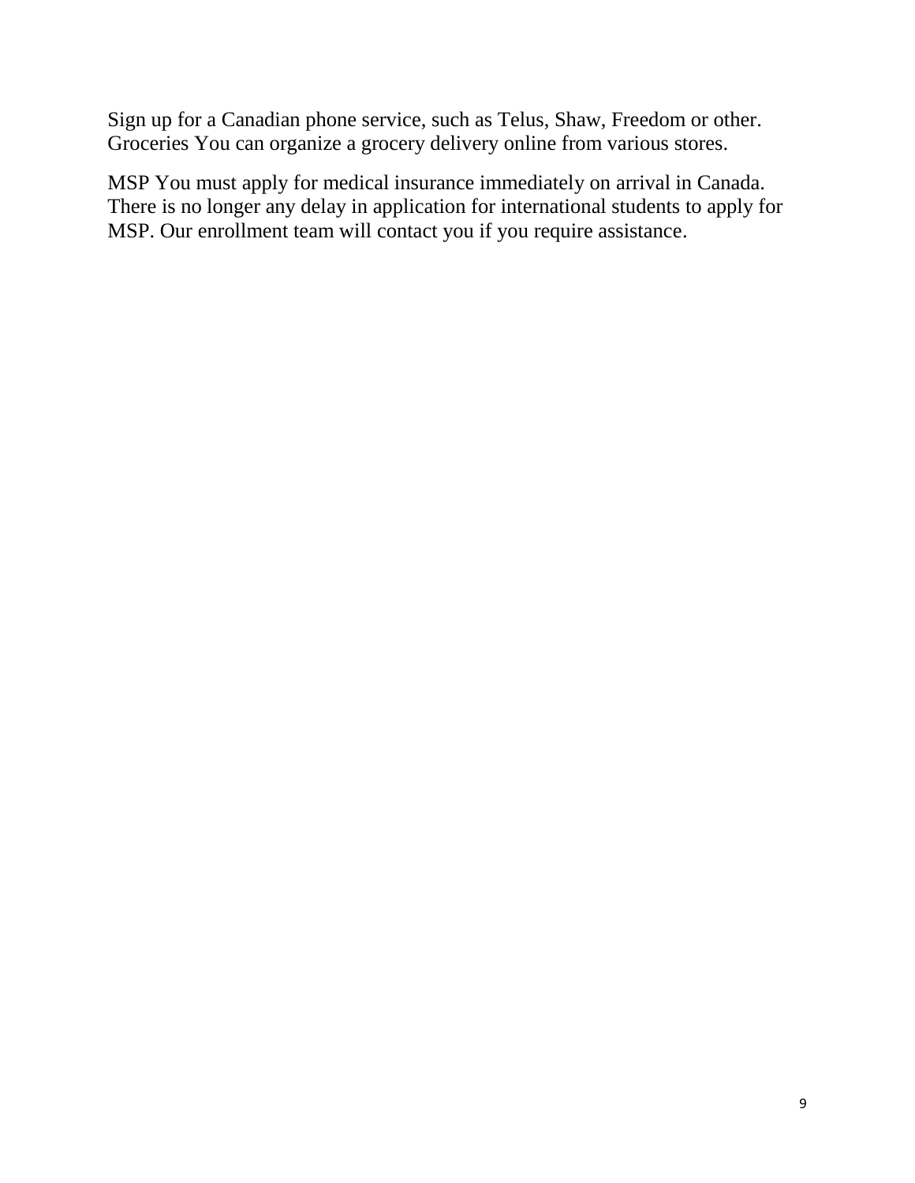Sign up for a Canadian phone service, such as Telus, Shaw, Freedom or other.
Groceries You can organize a grocery delivery online from various stores.

MSP You must apply for medical insurance immediately on arrival in Canada. There is no longer any delay in application for international students to apply for MSP. Our enrollment team will contact you if you require assistance.